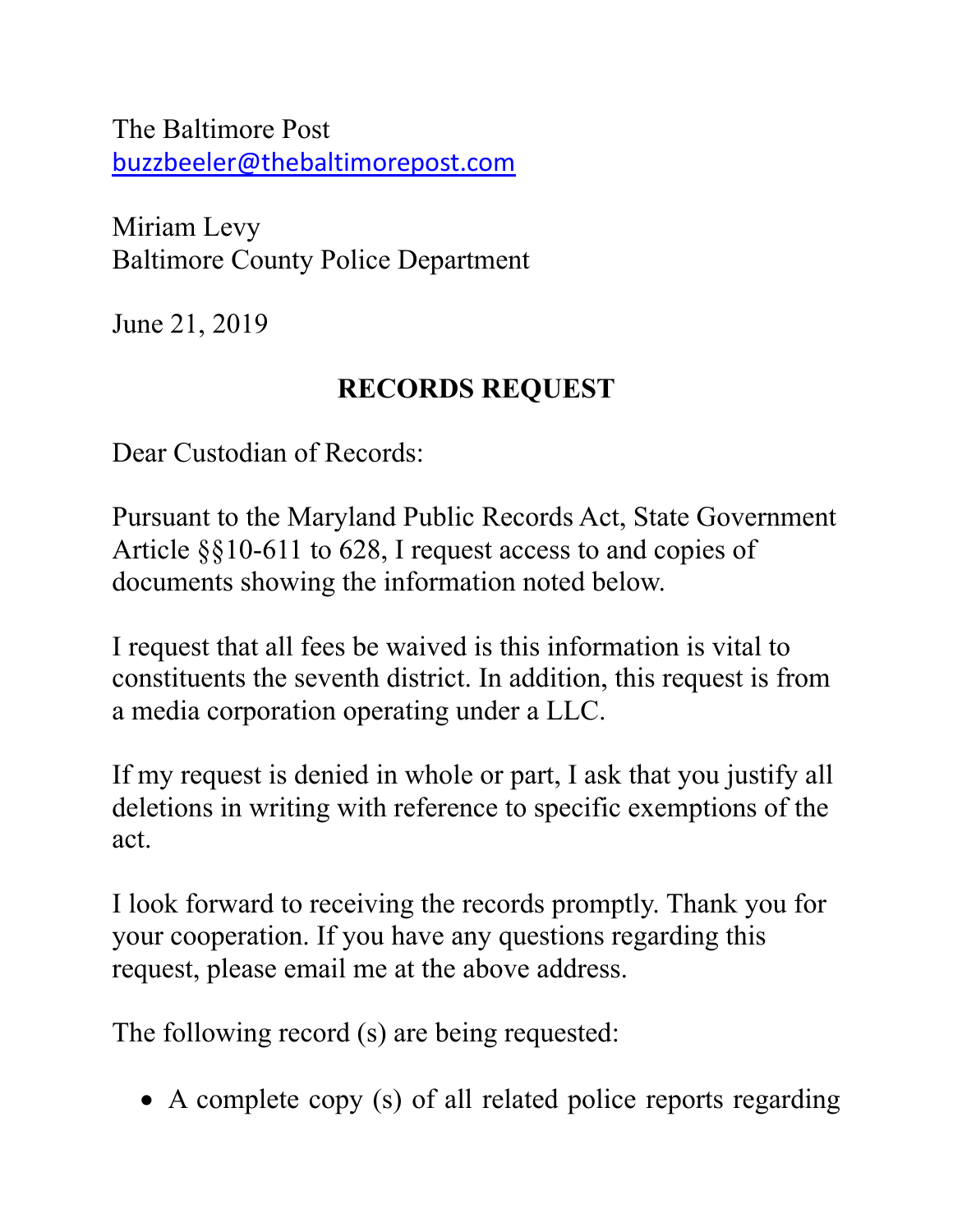The Baltimore Post
buzzbeeler@thebaltimorepost.com

Miriam Levy
Baltimore County Police Department

June 21, 2019

**RECORDS REQUEST**

Dear Custodian of Records:

Pursuant to the Maryland Public Records Act, State Government Article §§10-611 to 628, I request access to and copies of documents showing the information noted below.

I request that all fees be waived is this information is vital to constituents the seventh district. In addition, this request is from a media corporation operating under a LLC.

If my request is denied in whole or part, I ask that you justify all deletions in writing with reference to specific exemptions of the act.

I look forward to receiving the records promptly. Thank you for your cooperation. If you have any questions regarding this request, please email me at the above address.

The following record (s) are being requested:

- A complete copy (s) of all related police reports regarding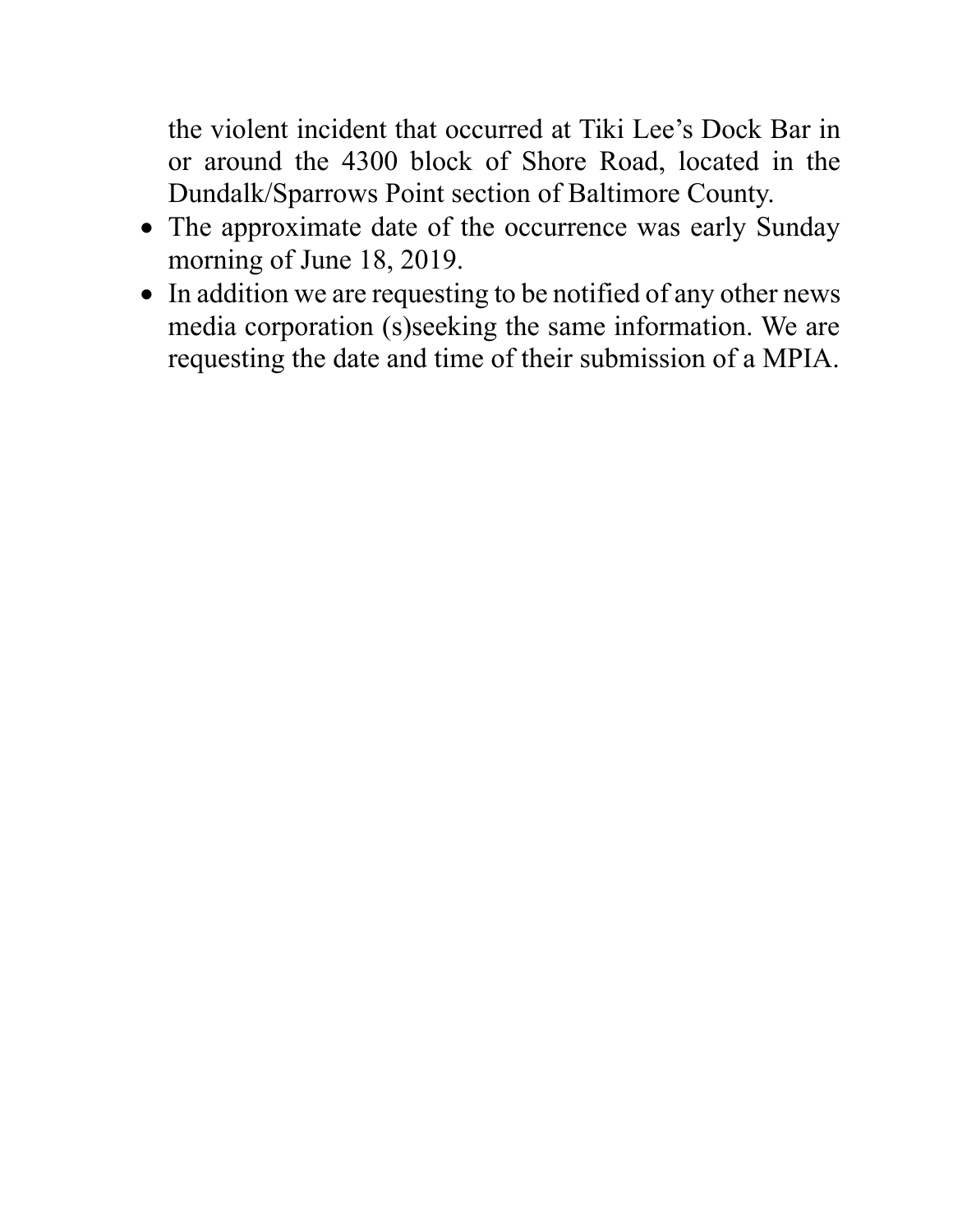the violent incident that occurred at Tiki Lee's Dock Bar in or around the 4300 block of Shore Road, located in the Dundalk/Sparrows Point section of Baltimore County.

- The approximate date of the occurrence was early Sunday morning of June 18, 2019.
- In addition we are requesting to be notified of any other news media corporation (s)seeking the same information. We are requesting the date and time of their submission of a MPIA.